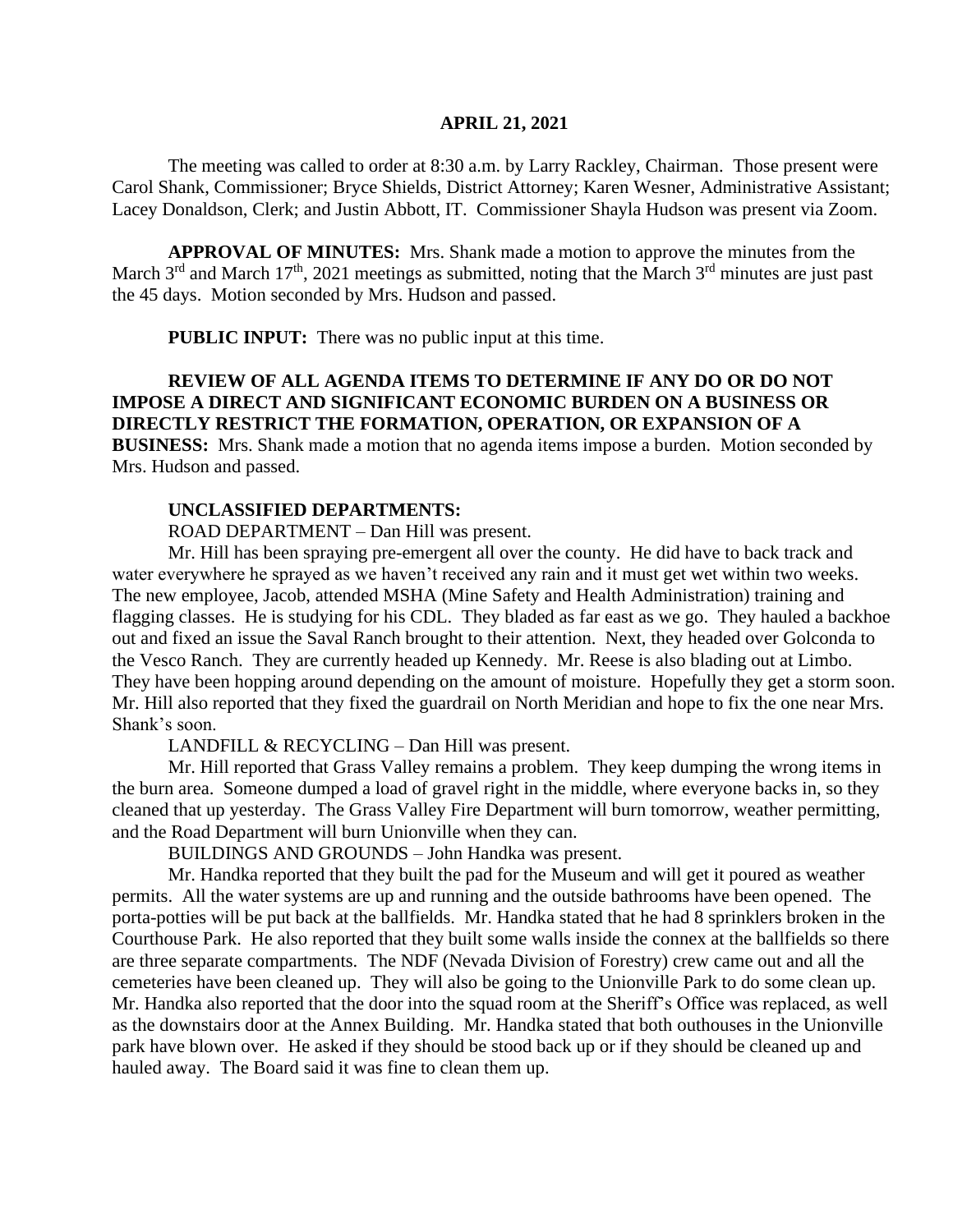**APRIL 21, 2021**

The meeting was called to order at 8:30 a.m. by Larry Rackley, Chairman. Those present were Carol Shank, Commissioner; Bryce Shields, District Attorney; Karen Wesner, Administrative Assistant; Lacey Donaldson, Clerk; and Justin Abbott, IT. Commissioner Shayla Hudson was present via Zoom.

**APPROVAL OF MINUTES:** Mrs. Shank made a motion to approve the minutes from the March 3rd and March 17th, 2021 meetings as submitted, noting that the March 3rd minutes are just past the 45 days. Motion seconded by Mrs. Hudson and passed.

**PUBLIC INPUT:** There was no public input at this time.

**REVIEW OF ALL AGENDA ITEMS TO DETERMINE IF ANY DO OR DO NOT IMPOSE A DIRECT AND SIGNIFICANT ECONOMIC BURDEN ON A BUSINESS OR DIRECTLY RESTRICT THE FORMATION, OPERATION, OR EXPANSION OF A BUSINESS:** Mrs. Shank made a motion that no agenda items impose a burden. Motion seconded by Mrs. Hudson and passed.

**UNCLASSIFIED DEPARTMENTS:**

ROAD DEPARTMENT – Dan Hill was present.

Mr. Hill has been spraying pre-emergent all over the county. He did have to back track and water everywhere he sprayed as we haven't received any rain and it must get wet within two weeks. The new employee, Jacob, attended MSHA (Mine Safety and Health Administration) training and flagging classes. He is studying for his CDL. They bladed as far east as we go. They hauled a backhoe out and fixed an issue the Saval Ranch brought to their attention. Next, they headed over Golconda to the Vesco Ranch. They are currently headed up Kennedy. Mr. Reese is also blading out at Limbo. They have been hopping around depending on the amount of moisture. Hopefully they get a storm soon. Mr. Hill also reported that they fixed the guardrail on North Meridian and hope to fix the one near Mrs. Shank's soon.

LANDFILL & RECYCLING – Dan Hill was present.

Mr. Hill reported that Grass Valley remains a problem. They keep dumping the wrong items in the burn area. Someone dumped a load of gravel right in the middle, where everyone backs in, so they cleaned that up yesterday. The Grass Valley Fire Department will burn tomorrow, weather permitting, and the Road Department will burn Unionville when they can.

BUILDINGS AND GROUNDS – John Handka was present.

Mr. Handka reported that they built the pad for the Museum and will get it poured as weather permits. All the water systems are up and running and the outside bathrooms have been opened. The porta-potties will be put back at the ballfields. Mr. Handka stated that he had 8 sprinklers broken in the Courthouse Park. He also reported that they built some walls inside the connex at the ballfields so there are three separate compartments. The NDF (Nevada Division of Forestry) crew came out and all the cemeteries have been cleaned up. They will also be going to the Unionville Park to do some clean up. Mr. Handka also reported that the door into the squad room at the Sheriff's Office was replaced, as well as the downstairs door at the Annex Building. Mr. Handka stated that both outhouses in the Unionville park have blown over. He asked if they should be stood back up or if they should be cleaned up and hauled away. The Board said it was fine to clean them up.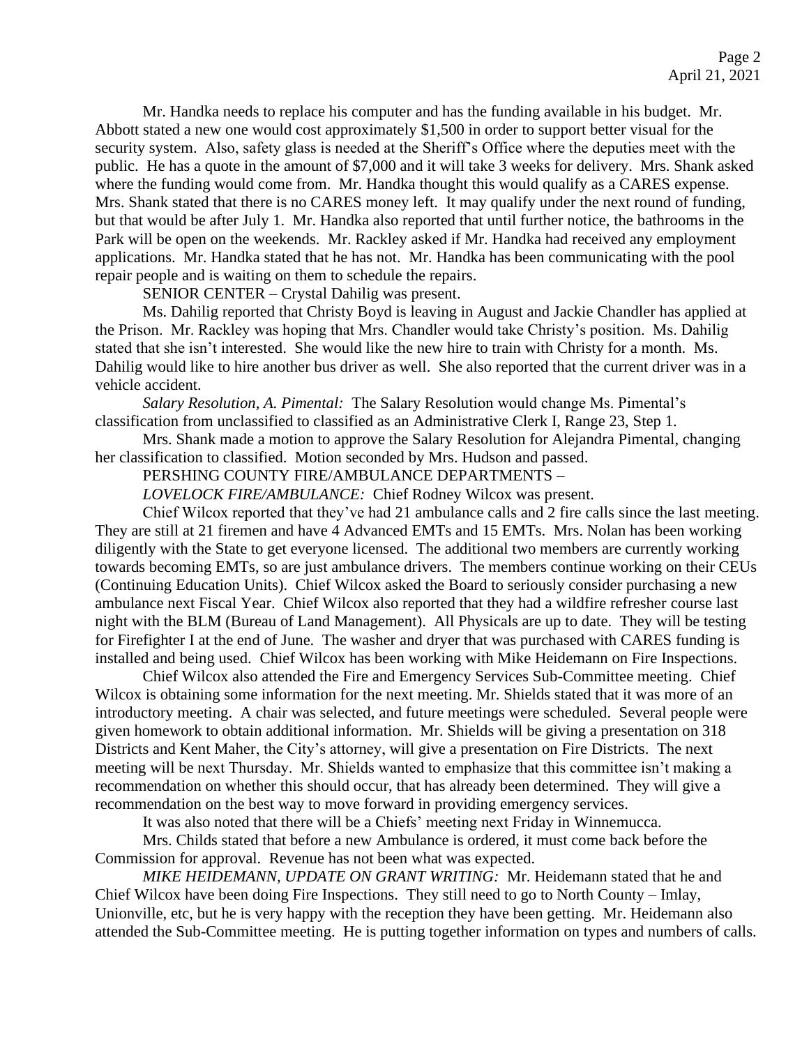Mr. Handka needs to replace his computer and has the funding available in his budget. Mr. Abbott stated a new one would cost approximately $1,500 in order to support better visual for the security system. Also, safety glass is needed at the Sheriff's Office where the deputies meet with the public. He has a quote in the amount of $7,000 and it will take 3 weeks for delivery. Mrs. Shank asked where the funding would come from. Mr. Handka thought this would qualify as a CARES expense. Mrs. Shank stated that there is no CARES money left. It may qualify under the next round of funding, but that would be after July 1. Mr. Handka also reported that until further notice, the bathrooms in the Park will be open on the weekends. Mr. Rackley asked if Mr. Handka had received any employment applications. Mr. Handka stated that he has not. Mr. Handka has been communicating with the pool repair people and is waiting on them to schedule the repairs.

SENIOR CENTER – Crystal Dahilig was present.

Ms. Dahilig reported that Christy Boyd is leaving in August and Jackie Chandler has applied at the Prison. Mr. Rackley was hoping that Mrs. Chandler would take Christy's position. Ms. Dahilig stated that she isn't interested. She would like the new hire to train with Christy for a month. Ms. Dahilig would like to hire another bus driver as well. She also reported that the current driver was in a vehicle accident.

*Salary Resolution, A. Pimental:* The Salary Resolution would change Ms. Pimental's classification from unclassified to classified as an Administrative Clerk I, Range 23, Step 1.

Mrs. Shank made a motion to approve the Salary Resolution for Alejandra Pimental, changing her classification to classified. Motion seconded by Mrs. Hudson and passed.

PERSHING COUNTY FIRE/AMBULANCE DEPARTMENTS –

*LOVELOCK FIRE/AMBULANCE:* Chief Rodney Wilcox was present.

Chief Wilcox reported that they've had 21 ambulance calls and 2 fire calls since the last meeting. They are still at 21 firemen and have 4 Advanced EMTs and 15 EMTs. Mrs. Nolan has been working diligently with the State to get everyone licensed. The additional two members are currently working towards becoming EMTs, so are just ambulance drivers. The members continue working on their CEUs (Continuing Education Units). Chief Wilcox asked the Board to seriously consider purchasing a new ambulance next Fiscal Year. Chief Wilcox also reported that they had a wildfire refresher course last night with the BLM (Bureau of Land Management). All Physicals are up to date. They will be testing for Firefighter I at the end of June. The washer and dryer that was purchased with CARES funding is installed and being used. Chief Wilcox has been working with Mike Heidemann on Fire Inspections.

Chief Wilcox also attended the Fire and Emergency Services Sub-Committee meeting. Chief Wilcox is obtaining some information for the next meeting. Mr. Shields stated that it was more of an introductory meeting. A chair was selected, and future meetings were scheduled. Several people were given homework to obtain additional information. Mr. Shields will be giving a presentation on 318 Districts and Kent Maher, the City's attorney, will give a presentation on Fire Districts. The next meeting will be next Thursday. Mr. Shields wanted to emphasize that this committee isn't making a recommendation on whether this should occur, that has already been determined. They will give a recommendation on the best way to move forward in providing emergency services.

It was also noted that there will be a Chiefs' meeting next Friday in Winnemucca.

Mrs. Childs stated that before a new Ambulance is ordered, it must come back before the Commission for approval. Revenue has not been what was expected.

*MIKE HEIDEMANN, UPDATE ON GRANT WRITING:* Mr. Heidemann stated that he and Chief Wilcox have been doing Fire Inspections. They still need to go to North County – Imlay, Unionville, etc, but he is very happy with the reception they have been getting. Mr. Heidemann also attended the Sub-Committee meeting. He is putting together information on types and numbers of calls.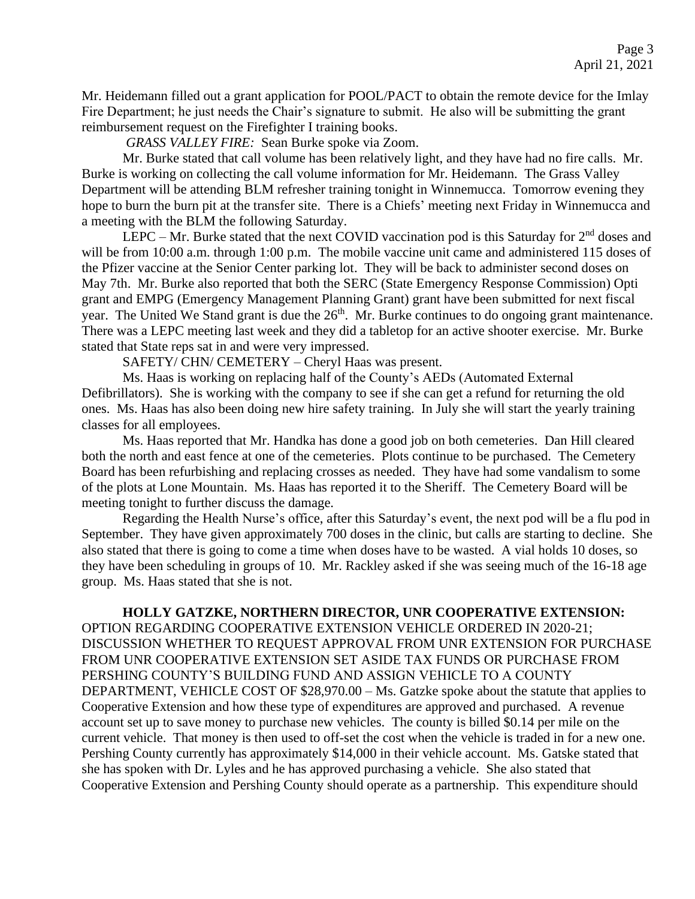Mr. Heidemann filled out a grant application for POOL/PACT to obtain the remote device for the Imlay Fire Department; he just needs the Chair's signature to submit. He also will be submitting the grant reimbursement request on the Firefighter I training books.

*GRASS VALLEY FIRE:* Sean Burke spoke via Zoom.

Mr. Burke stated that call volume has been relatively light, and they have had no fire calls. Mr. Burke is working on collecting the call volume information for Mr. Heidemann. The Grass Valley Department will be attending BLM refresher training tonight in Winnemucca. Tomorrow evening they hope to burn the burn pit at the transfer site. There is a Chiefs' meeting next Friday in Winnemucca and a meeting with the BLM the following Saturday.

LEPC – Mr. Burke stated that the next COVID vaccination pod is this Saturday for 2nd doses and will be from 10:00 a.m. through 1:00 p.m. The mobile vaccine unit came and administered 115 doses of the Pfizer vaccine at the Senior Center parking lot. They will be back to administer second doses on May 7th. Mr. Burke also reported that both the SERC (State Emergency Response Commission) Opti grant and EMPG (Emergency Management Planning Grant) grant have been submitted for next fiscal year. The United We Stand grant is due the 26th. Mr. Burke continues to do ongoing grant maintenance. There was a LEPC meeting last week and they did a tabletop for an active shooter exercise. Mr. Burke stated that State reps sat in and were very impressed.

SAFETY/ CHN/ CEMETERY – Cheryl Haas was present.

Ms. Haas is working on replacing half of the County's AEDs (Automated External Defibrillators). She is working with the company to see if she can get a refund for returning the old ones. Ms. Haas has also been doing new hire safety training. In July she will start the yearly training classes for all employees.

Ms. Haas reported that Mr. Handka has done a good job on both cemeteries. Dan Hill cleared both the north and east fence at one of the cemeteries. Plots continue to be purchased. The Cemetery Board has been refurbishing and replacing crosses as needed. They have had some vandalism to some of the plots at Lone Mountain. Ms. Haas has reported it to the Sheriff. The Cemetery Board will be meeting tonight to further discuss the damage.

Regarding the Health Nurse's office, after this Saturday's event, the next pod will be a flu pod in September. They have given approximately 700 doses in the clinic, but calls are starting to decline. She also stated that there is going to come a time when doses have to be wasted. A vial holds 10 doses, so they have been scheduling in groups of 10. Mr. Rackley asked if she was seeing much of the 16-18 age group. Ms. Haas stated that she is not.

**HOLLY GATZKE, NORTHERN DIRECTOR, UNR COOPERATIVE EXTENSION:** OPTION REGARDING COOPERATIVE EXTENSION VEHICLE ORDERED IN 2020-21; DISCUSSION WHETHER TO REQUEST APPROVAL FROM UNR EXTENSION FOR PURCHASE FROM UNR COOPERATIVE EXTENSION SET ASIDE TAX FUNDS OR PURCHASE FROM PERSHING COUNTY'S BUILDING FUND AND ASSIGN VEHICLE TO A COUNTY DEPARTMENT, VEHICLE COST OF $28,970.00 – Ms. Gatzke spoke about the statute that applies to Cooperative Extension and how these type of expenditures are approved and purchased. A revenue account set up to save money to purchase new vehicles. The county is billed $0.14 per mile on the current vehicle. That money is then used to off-set the cost when the vehicle is traded in for a new one. Pershing County currently has approximately $14,000 in their vehicle account. Ms. Gatske stated that she has spoken with Dr. Lyles and he has approved purchasing a vehicle. She also stated that Cooperative Extension and Pershing County should operate as a partnership. This expenditure should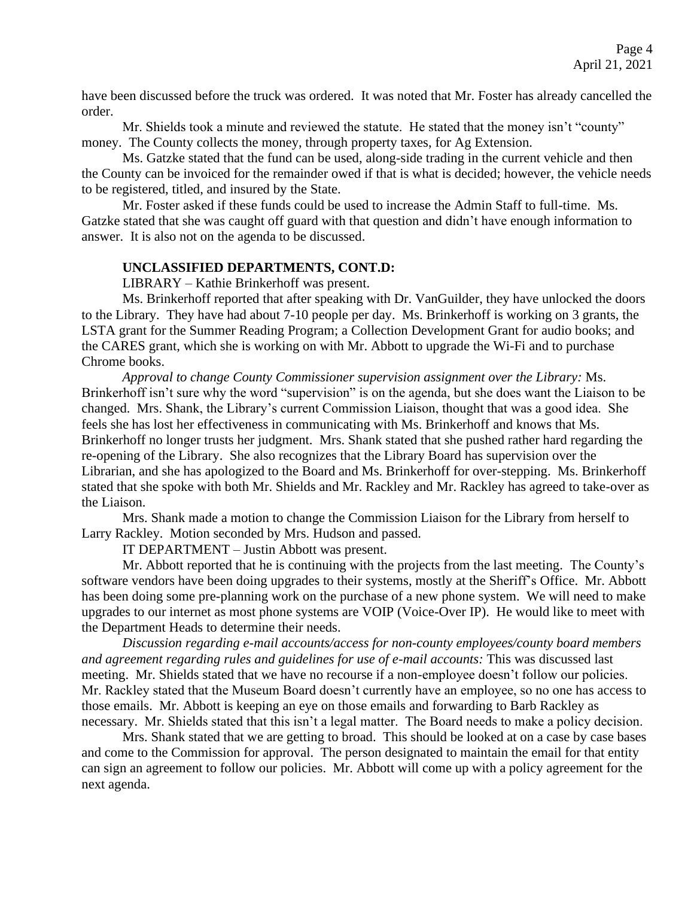have been discussed before the truck was ordered. It was noted that Mr. Foster has already cancelled the order.

Mr. Shields took a minute and reviewed the statute. He stated that the money isn't "county" money. The County collects the money, through property taxes, for Ag Extension.

Ms. Gatzke stated that the fund can be used, along-side trading in the current vehicle and then the County can be invoiced for the remainder owed if that is what is decided; however, the vehicle needs to be registered, titled, and insured by the State.

Mr. Foster asked if these funds could be used to increase the Admin Staff to full-time. Ms. Gatzke stated that she was caught off guard with that question and didn't have enough information to answer. It is also not on the agenda to be discussed.

**UNCLASSIFIED DEPARTMENTS, CONT.D:**

LIBRARY – Kathie Brinkerhoff was present.

Ms. Brinkerhoff reported that after speaking with Dr. VanGuilder, they have unlocked the doors to the Library. They have had about 7-10 people per day. Ms. Brinkerhoff is working on 3 grants, the LSTA grant for the Summer Reading Program; a Collection Development Grant for audio books; and the CARES grant, which she is working on with Mr. Abbott to upgrade the Wi-Fi and to purchase Chrome books.

*Approval to change County Commissioner supervision assignment over the Library:* Ms. Brinkerhoff isn't sure why the word "supervision" is on the agenda, but she does want the Liaison to be changed. Mrs. Shank, the Library's current Commission Liaison, thought that was a good idea. She feels she has lost her effectiveness in communicating with Ms. Brinkerhoff and knows that Ms. Brinkerhoff no longer trusts her judgment. Mrs. Shank stated that she pushed rather hard regarding the re-opening of the Library. She also recognizes that the Library Board has supervision over the Librarian, and she has apologized to the Board and Ms. Brinkerhoff for over-stepping. Ms. Brinkerhoff stated that she spoke with both Mr. Shields and Mr. Rackley and Mr. Rackley has agreed to take-over as the Liaison.

Mrs. Shank made a motion to change the Commission Liaison for the Library from herself to Larry Rackley. Motion seconded by Mrs. Hudson and passed.

IT DEPARTMENT – Justin Abbott was present.

Mr. Abbott reported that he is continuing with the projects from the last meeting. The County's software vendors have been doing upgrades to their systems, mostly at the Sheriff's Office. Mr. Abbott has been doing some pre-planning work on the purchase of a new phone system. We will need to make upgrades to our internet as most phone systems are VOIP (Voice-Over IP). He would like to meet with the Department Heads to determine their needs.

*Discussion regarding e-mail accounts/access for non-county employees/county board members and agreement regarding rules and guidelines for use of e-mail accounts:* This was discussed last meeting. Mr. Shields stated that we have no recourse if a non-employee doesn't follow our policies. Mr. Rackley stated that the Museum Board doesn't currently have an employee, so no one has access to those emails. Mr. Abbott is keeping an eye on those emails and forwarding to Barb Rackley as necessary. Mr. Shields stated that this isn't a legal matter. The Board needs to make a policy decision.

Mrs. Shank stated that we are getting to broad. This should be looked at on a case by case bases and come to the Commission for approval. The person designated to maintain the email for that entity can sign an agreement to follow our policies. Mr. Abbott will come up with a policy agreement for the next agenda.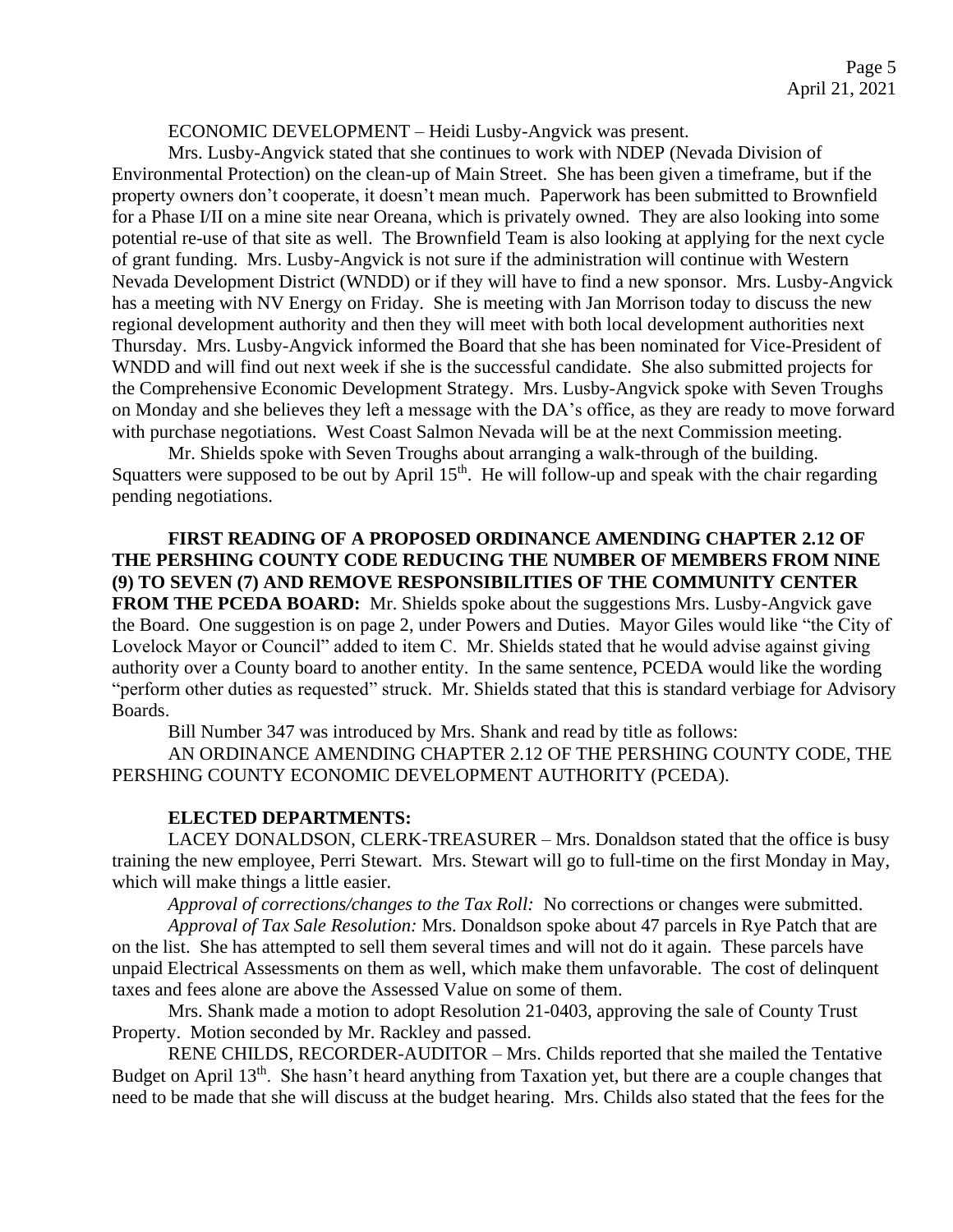ECONOMIC DEVELOPMENT – Heidi Lusby-Angvick was present.

Mrs. Lusby-Angvick stated that she continues to work with NDEP (Nevada Division of Environmental Protection) on the clean-up of Main Street. She has been given a timeframe, but if the property owners don't cooperate, it doesn't mean much. Paperwork has been submitted to Brownfield for a Phase I/II on a mine site near Oreana, which is privately owned. They are also looking into some potential re-use of that site as well. The Brownfield Team is also looking at applying for the next cycle of grant funding. Mrs. Lusby-Angvick is not sure if the administration will continue with Western Nevada Development District (WNDD) or if they will have to find a new sponsor. Mrs. Lusby-Angvick has a meeting with NV Energy on Friday. She is meeting with Jan Morrison today to discuss the new regional development authority and then they will meet with both local development authorities next Thursday. Mrs. Lusby-Angvick informed the Board that she has been nominated for Vice-President of WNDD and will find out next week if she is the successful candidate. She also submitted projects for the Comprehensive Economic Development Strategy. Mrs. Lusby-Angvick spoke with Seven Troughs on Monday and she believes they left a message with the DA's office, as they are ready to move forward with purchase negotiations. West Coast Salmon Nevada will be at the next Commission meeting.

Mr. Shields spoke with Seven Troughs about arranging a walk-through of the building. Squatters were supposed to be out by April 15th. He will follow-up and speak with the chair regarding pending negotiations.

**FIRST READING OF A PROPOSED ORDINANCE AMENDING CHAPTER 2.12 OF THE PERSHING COUNTY CODE REDUCING THE NUMBER OF MEMBERS FROM NINE (9) TO SEVEN (7) AND REMOVE RESPONSIBILITIES OF THE COMMUNITY CENTER FROM THE PCEDA BOARD:** Mr. Shields spoke about the suggestions Mrs. Lusby-Angvick gave the Board. One suggestion is on page 2, under Powers and Duties. Mayor Giles would like "the City of Lovelock Mayor or Council" added to item C. Mr. Shields stated that he would advise against giving authority over a County board to another entity. In the same sentence, PCEDA would like the wording "perform other duties as requested" struck. Mr. Shields stated that this is standard verbiage for Advisory Boards.

Bill Number 347 was introduced by Mrs. Shank and read by title as follows:

AN ORDINANCE AMENDING CHAPTER 2.12 OF THE PERSHING COUNTY CODE, THE PERSHING COUNTY ECONOMIC DEVELOPMENT AUTHORITY (PCEDA).

**ELECTED DEPARTMENTS:**

LACEY DONALDSON, CLERK-TREASURER – Mrs. Donaldson stated that the office is busy training the new employee, Perri Stewart. Mrs. Stewart will go to full-time on the first Monday in May, which will make things a little easier.

*Approval of corrections/changes to the Tax Roll:* No corrections or changes were submitted.

*Approval of Tax Sale Resolution:* Mrs. Donaldson spoke about 47 parcels in Rye Patch that are on the list. She has attempted to sell them several times and will not do it again. These parcels have unpaid Electrical Assessments on them as well, which make them unfavorable. The cost of delinquent taxes and fees alone are above the Assessed Value on some of them.

Mrs. Shank made a motion to adopt Resolution 21-0403, approving the sale of County Trust Property. Motion seconded by Mr. Rackley and passed.

RENE CHILDS, RECORDER-AUDITOR – Mrs. Childs reported that she mailed the Tentative Budget on April 13th. She hasn't heard anything from Taxation yet, but there are a couple changes that need to be made that she will discuss at the budget hearing. Mrs. Childs also stated that the fees for the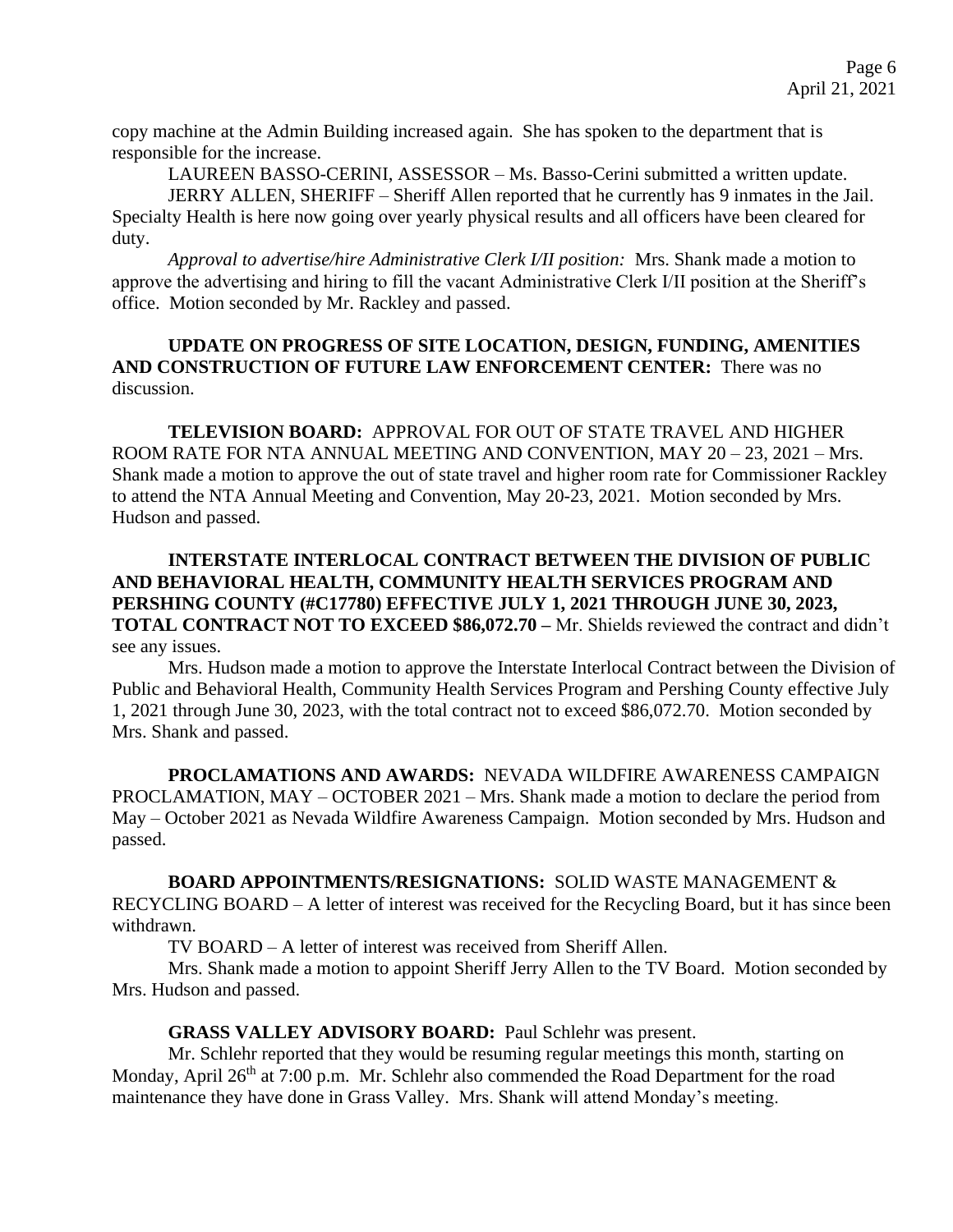copy machine at the Admin Building increased again. She has spoken to the department that is responsible for the increase.

LAUREEN BASSO-CERINI, ASSESSOR – Ms. Basso-Cerini submitted a written update.

JERRY ALLEN, SHERIFF – Sheriff Allen reported that he currently has 9 inmates in the Jail. Specialty Health is here now going over yearly physical results and all officers have been cleared for duty.

*Approval to advertise/hire Administrative Clerk I/II position:* Mrs. Shank made a motion to approve the advertising and hiring to fill the vacant Administrative Clerk I/II position at the Sheriff's office. Motion seconded by Mr. Rackley and passed.

**UPDATE ON PROGRESS OF SITE LOCATION, DESIGN, FUNDING, AMENITIES AND CONSTRUCTION OF FUTURE LAW ENFORCEMENT CENTER:** There was no discussion.

**TELEVISION BOARD:** APPROVAL FOR OUT OF STATE TRAVEL AND HIGHER ROOM RATE FOR NTA ANNUAL MEETING AND CONVENTION, MAY 20 – 23, 2021 – Mrs. Shank made a motion to approve the out of state travel and higher room rate for Commissioner Rackley to attend the NTA Annual Meeting and Convention, May 20-23, 2021. Motion seconded by Mrs. Hudson and passed.

**INTERSTATE INTERLOCAL CONTRACT BETWEEN THE DIVISION OF PUBLIC AND BEHAVIORAL HEALTH, COMMUNITY HEALTH SERVICES PROGRAM AND PERSHING COUNTY (#C17780) EFFECTIVE JULY 1, 2021 THROUGH JUNE 30, 2023, TOTAL CONTRACT NOT TO EXCEED $86,072.70 –** Mr. Shields reviewed the contract and didn't see any issues.

Mrs. Hudson made a motion to approve the Interstate Interlocal Contract between the Division of Public and Behavioral Health, Community Health Services Program and Pershing County effective July 1, 2021 through June 30, 2023, with the total contract not to exceed $86,072.70. Motion seconded by Mrs. Shank and passed.

**PROCLAMATIONS AND AWARDS:** NEVADA WILDFIRE AWARENESS CAMPAIGN PROCLAMATION, MAY – OCTOBER 2021 – Mrs. Shank made a motion to declare the period from May – October 2021 as Nevada Wildfire Awareness Campaign. Motion seconded by Mrs. Hudson and passed.

**BOARD APPOINTMENTS/RESIGNATIONS:** SOLID WASTE MANAGEMENT & RECYCLING BOARD – A letter of interest was received for the Recycling Board, but it has since been withdrawn.

TV BOARD – A letter of interest was received from Sheriff Allen.

Mrs. Shank made a motion to appoint Sheriff Jerry Allen to the TV Board. Motion seconded by Mrs. Hudson and passed.

**GRASS VALLEY ADVISORY BOARD:** Paul Schlehr was present.

Mr. Schlehr reported that they would be resuming regular meetings this month, starting on Monday, April 26th at 7:00 p.m. Mr. Schlehr also commended the Road Department for the road maintenance they have done in Grass Valley. Mrs. Shank will attend Monday's meeting.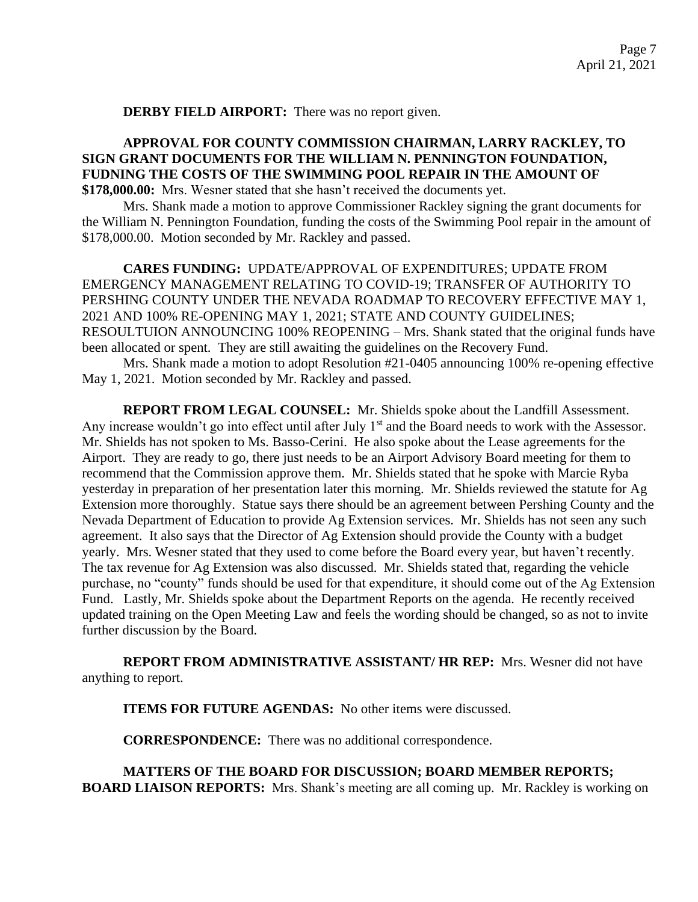**DERBY FIELD AIRPORT:** There was no report given.

**APPROVAL FOR COUNTY COMMISSION CHAIRMAN, LARRY RACKLEY, TO SIGN GRANT DOCUMENTS FOR THE WILLIAM N. PENNINGTON FOUNDATION, FUDNING THE COSTS OF THE SWIMMING POOL REPAIR IN THE AMOUNT OF $178,000.00:** Mrs. Wesner stated that she hasn't received the documents yet.

Mrs. Shank made a motion to approve Commissioner Rackley signing the grant documents for the William N. Pennington Foundation, funding the costs of the Swimming Pool repair in the amount of $178,000.00. Motion seconded by Mr. Rackley and passed.

**CARES FUNDING:** UPDATE/APPROVAL OF EXPENDITURES; UPDATE FROM EMERGENCY MANAGEMENT RELATING TO COVID-19; TRANSFER OF AUTHORITY TO PERSHING COUNTY UNDER THE NEVADA ROADMAP TO RECOVERY EFFECTIVE MAY 1, 2021 AND 100% RE-OPENING MAY 1, 2021; STATE AND COUNTY GUIDELINES; RESOULTUION ANNOUNCING 100% REOPENING – Mrs. Shank stated that the original funds have been allocated or spent. They are still awaiting the guidelines on the Recovery Fund.

Mrs. Shank made a motion to adopt Resolution #21-0405 announcing 100% re-opening effective May 1, 2021. Motion seconded by Mr. Rackley and passed.

**REPORT FROM LEGAL COUNSEL:** Mr. Shields spoke about the Landfill Assessment. Any increase wouldn't go into effect until after July 1st and the Board needs to work with the Assessor. Mr. Shields has not spoken to Ms. Basso-Cerini. He also spoke about the Lease agreements for the Airport. They are ready to go, there just needs to be an Airport Advisory Board meeting for them to recommend that the Commission approve them. Mr. Shields stated that he spoke with Marcie Ryba yesterday in preparation of her presentation later this morning. Mr. Shields reviewed the statute for Ag Extension more thoroughly. Statue says there should be an agreement between Pershing County and the Nevada Department of Education to provide Ag Extension services. Mr. Shields has not seen any such agreement. It also says that the Director of Ag Extension should provide the County with a budget yearly. Mrs. Wesner stated that they used to come before the Board every year, but haven't recently. The tax revenue for Ag Extension was also discussed. Mr. Shields stated that, regarding the vehicle purchase, no "county" funds should be used for that expenditure, it should come out of the Ag Extension Fund. Lastly, Mr. Shields spoke about the Department Reports on the agenda. He recently received updated training on the Open Meeting Law and feels the wording should be changed, so as not to invite further discussion by the Board.

**REPORT FROM ADMINISTRATIVE ASSISTANT/ HR REP:** Mrs. Wesner did not have anything to report.

**ITEMS FOR FUTURE AGENDAS:** No other items were discussed.

**CORRESPONDENCE:** There was no additional correspondence.

**MATTERS OF THE BOARD FOR DISCUSSION; BOARD MEMBER REPORTS; BOARD LIAISON REPORTS:** Mrs. Shank's meeting are all coming up. Mr. Rackley is working on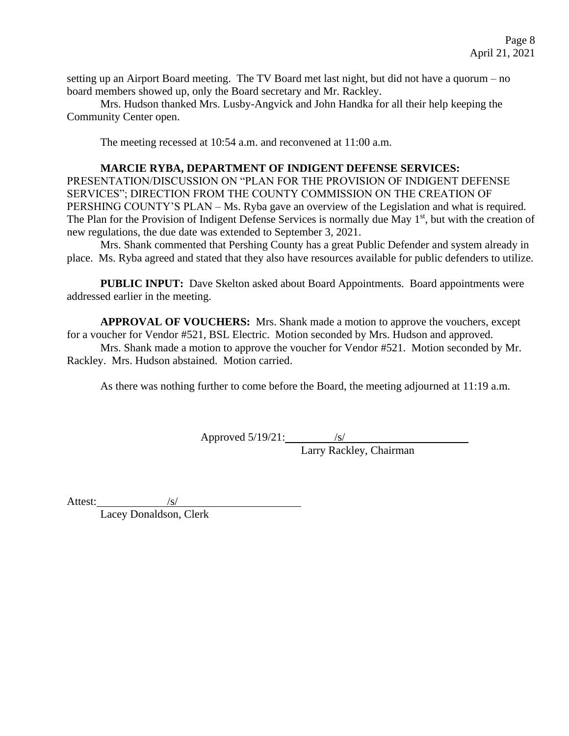setting up an Airport Board meeting. The TV Board met last night, but did not have a quorum – no board members showed up, only the Board secretary and Mr. Rackley.

Mrs. Hudson thanked Mrs. Lusby-Angvick and John Handka for all their help keeping the Community Center open.

The meeting recessed at 10:54 a.m. and reconvened at 11:00 a.m.

**MARCIE RYBA, DEPARTMENT OF INDIGENT DEFENSE SERVICES:** PRESENTATION/DISCUSSION ON "PLAN FOR THE PROVISION OF INDIGENT DEFENSE SERVICES"; DIRECTION FROM THE COUNTY COMMISSION ON THE CREATION OF PERSHING COUNTY'S PLAN – Ms. Ryba gave an overview of the Legislation and what is required. The Plan for the Provision of Indigent Defense Services is normally due May 1st, but with the creation of new regulations, the due date was extended to September 3, 2021.

Mrs. Shank commented that Pershing County has a great Public Defender and system already in place. Ms. Ryba agreed and stated that they also have resources available for public defenders to utilize.

**PUBLIC INPUT:** Dave Skelton asked about Board Appointments. Board appointments were addressed earlier in the meeting.

**APPROVAL OF VOUCHERS:** Mrs. Shank made a motion to approve the vouchers, except for a voucher for Vendor #521, BSL Electric. Motion seconded by Mrs. Hudson and approved.

Mrs. Shank made a motion to approve the voucher for Vendor #521. Motion seconded by Mr. Rackley. Mrs. Hudson abstained. Motion carried.

As there was nothing further to come before the Board, the meeting adjourned at 11:19 a.m.

Approved 5/19/21: /s/
Larry Rackley, Chairman

Attest: /s/
Lacey Donaldson, Clerk